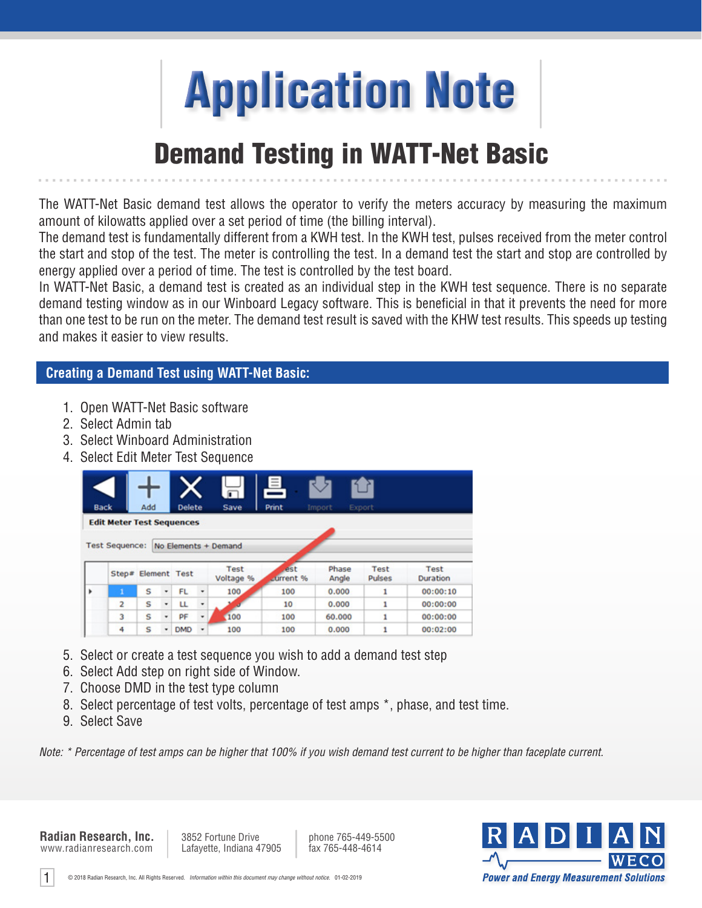# Application Note

## Demand Testing in WATT-Net Basic

The WATT-Net Basic demand test allows the operator to verify the meters accuracy by measuring the maximum amount of kilowatts applied over a set period of time (the billing interval).
The demand test is fundamentally different from a KWH test. In the KWH test, pulses received from the meter control the start and stop of the test. The meter is controlling the test. In a demand test the start and stop are controlled by energy applied over a period of time. The test is controlled by the test board.
In WATT-Net Basic, a demand test is created as an individual step in the KWH test sequence. There is no separate demand testing window as in our Winboard Legacy software. This is beneficial in that it prevents the need for more than one test to be run on the meter. The demand test result is saved with the KHW test results. This speeds up testing and makes it easier to view results.

### Creating a Demand Test using WATT-Net Basic:

1. Open WATT-Net Basic software
2. Select Admin tab
3. Select Winboard Administration
4. Select Edit Meter Test Sequence

Back | Add | Delete | Save | Print | Import | Export

**Edit Meter Test Sequences**

Test Sequence: No Elements + Demand

| Step# | Element | Test | Test Voltage % | Test Current % | Phase Angle | Test Pulses | Test Duration |
|---|---|---|---|---|---|---|---|
| 1 | S | FL | 100 | 100 | 0.000 | 1 | 00:00:10 |
| 2 | S | LL | 100 | 10 | 0.000 | 1 | 00:00:00 |
| 3 | S | PF | 100 | 100 | 60.000 | 1 | 00:00:00 |
| 4 | S | DMD | 100 | 100 | 0.000 | 1 | 00:02:00 |

5. Select or create a test sequence you wish to add a demand test step
6. Select Add step on right side of Window.
7. Choose DMD in the test type column
8. Select percentage of test volts, percentage of test amps *, phase, and test time.
9. Select Save

*Note: * Percentage of test amps can be higher that 100% if you wish demand test current to be higher than faceplate current.*

**Radian Research, Inc.**
www.radianresearch.com

3852 Fortune Drive
Lafayette, Indiana 47905

phone 765-449-5500
fax 765-448-4614

RADIAN WECO
*Power and Energy Measurement Solutions*

© 2018 Radian Research, Inc. All Rights Reserved. *Information within this document may change without notice.* 01-02-2019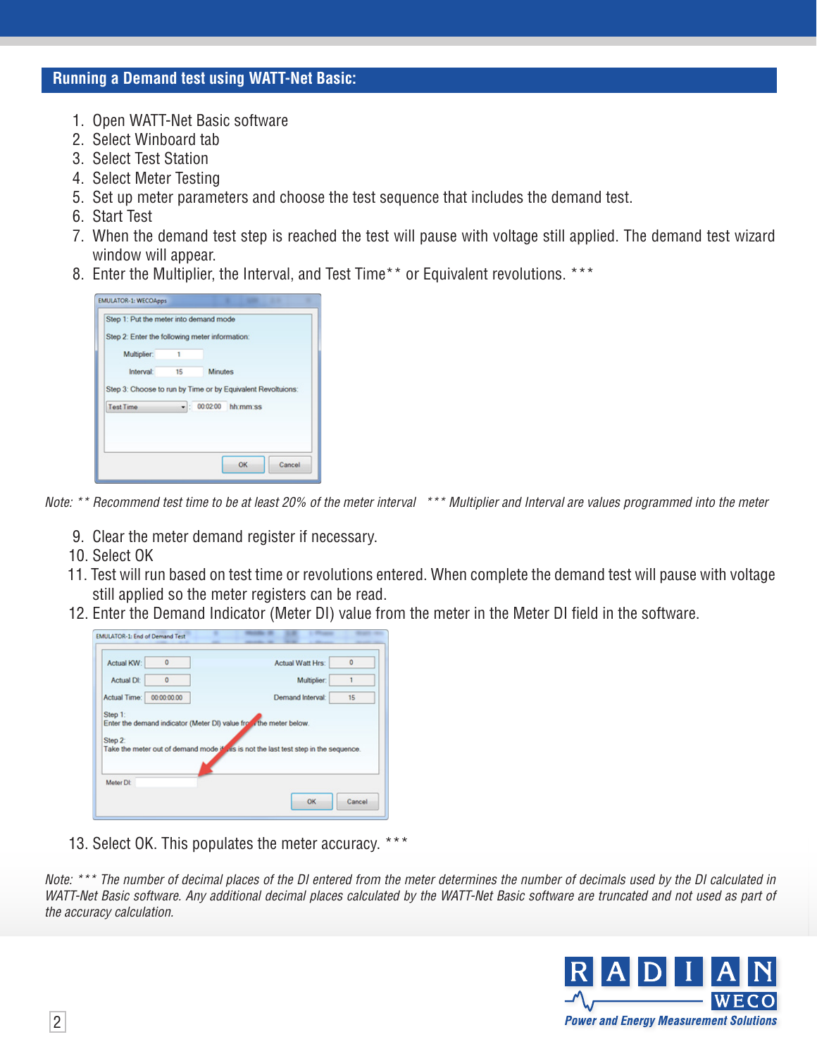## Running a Demand test using WATT-Net Basic:

1. Open WATT-Net Basic software
2. Select Winboard tab
3. Select Test Station
4. Select Meter Testing
5. Set up meter parameters and choose the test sequence that includes the demand test.
6. Start Test
7. When the demand test step is reached the test will pause with voltage still applied. The demand test wizard window will appear.
8. Enter the Multiplier, the Interval, and Test Time** or Equivalent revolutions. ***

*Note: ** Recommend test time to be at least 20% of the meter interval   *** Multiplier and Interval are values programmed into the meter*

9. Clear the meter demand register if necessary.
10. Select OK
11. Test will run based on test time or revolutions entered. When complete the demand test will pause with voltage still applied so the meter registers can be read.
12. Enter the Demand Indicator (Meter DI) value from the meter in the Meter DI field in the software.

13. Select OK. This populates the meter accuracy. ***

*Note: *** The number of decimal places of the DI entered from the meter determines the number of decimals used by the DI calculated in WATT-Net Basic software. Any additional decimal places calculated by the WATT-Net Basic software are truncated and not used as part of the accuracy calculation.*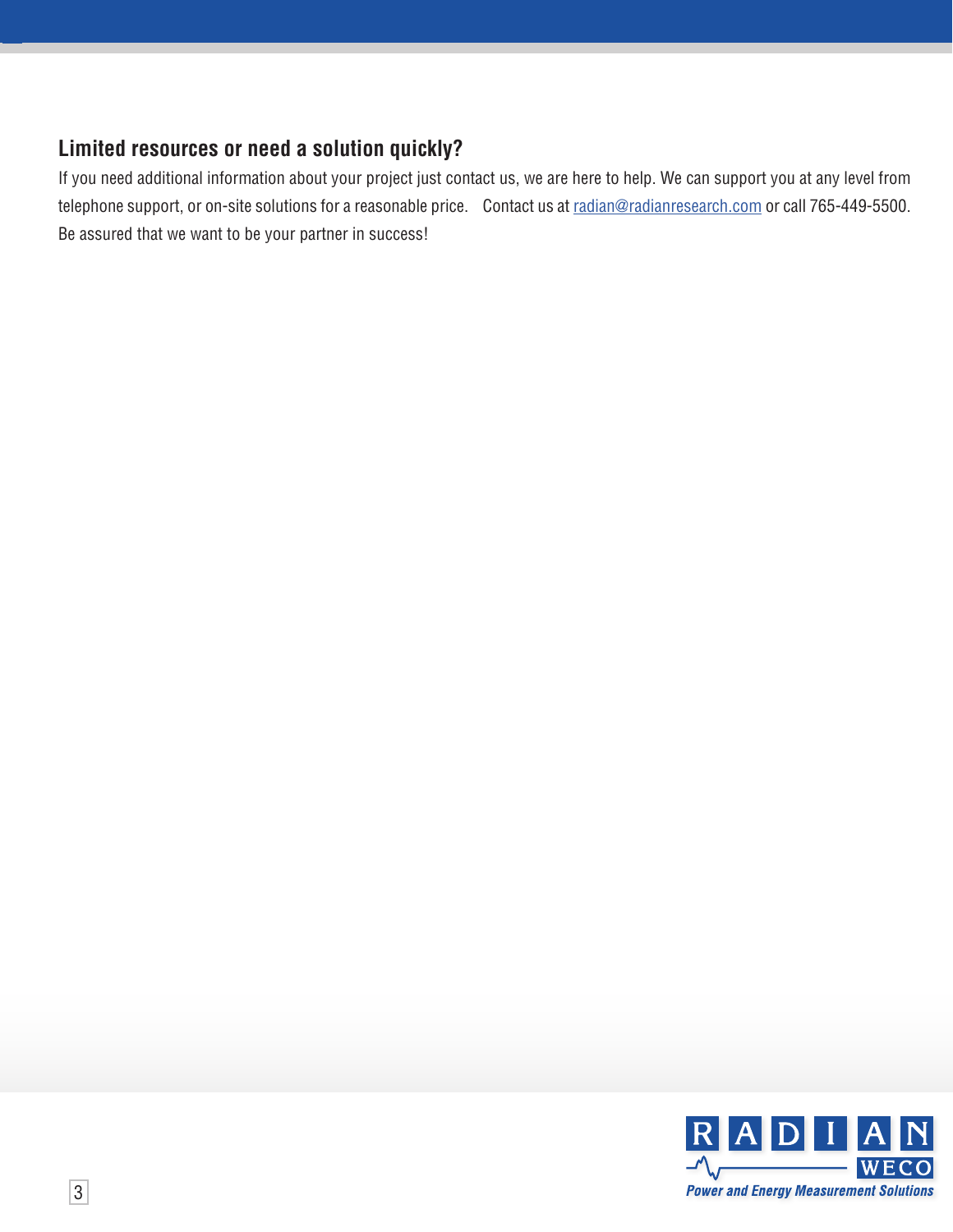## Limited resources or need a solution quickly?

If you need additional information about your project just contact us, we are here to help. We can support you at any level from telephone support, or on-site solutions for a reasonable price. Contact us at radian@radianresearch.com or call 765-449-5500. Be assured that we want to be your partner in success!

RADIAN WECO

Power and Energy Measurement Solutions